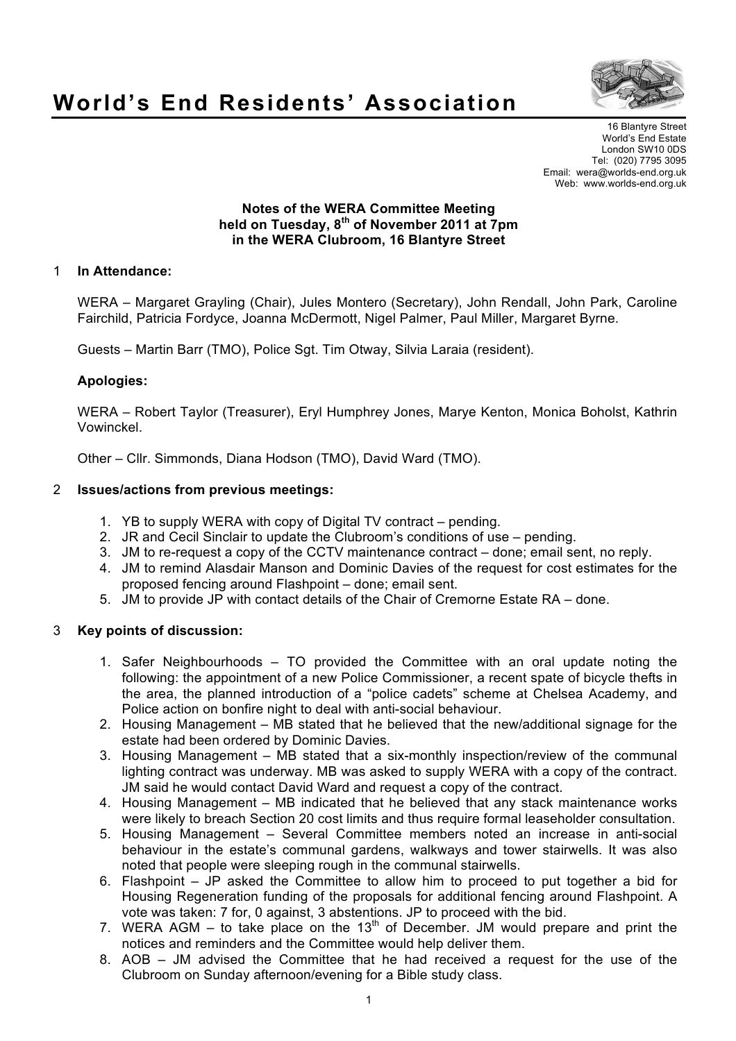# World's End Residents' Association

16 Blantyre Street
World's End Estate
London SW10 0DS
Tel: (020) 7795 3095
Email: wera@worlds-end.org.uk
Web: www.worlds-end.org.uk

**Notes of the WERA Committee Meeting**
**held on Tuesday, 8th of November 2011 at 7pm**
**in the WERA Clubroom, 16 Blantyre Street**

1 **In Attendance:**

WERA – Margaret Grayling (Chair), Jules Montero (Secretary), John Rendall, John Park, Caroline Fairchild, Patricia Fordyce, Joanna McDermott, Nigel Palmer, Paul Miller, Margaret Byrne.

Guests – Martin Barr (TMO), Police Sgt. Tim Otway, Silvia Laraia (resident).

**Apologies:**

WERA – Robert Taylor (Treasurer), Eryl Humphrey Jones, Marye Kenton, Monica Boholst, Kathrin Vowinckel.

Other – Cllr. Simmonds, Diana Hodson (TMO), David Ward (TMO).

2 **Issues/actions from previous meetings:**

1. YB to supply WERA with copy of Digital TV contract – pending.
2. JR and Cecil Sinclair to update the Clubroom's conditions of use – pending.
3. JM to re-request a copy of the CCTV maintenance contract – done; email sent, no reply.
4. JM to remind Alasdair Manson and Dominic Davies of the request for cost estimates for the proposed fencing around Flashpoint – done; email sent.
5. JM to provide JP with contact details of the Chair of Cremorne Estate RA – done.

3 **Key points of discussion:**

1. Safer Neighbourhoods – TO provided the Committee with an oral update noting the following: the appointment of a new Police Commissioner, a recent spate of bicycle thefts in the area, the planned introduction of a "police cadets" scheme at Chelsea Academy, and Police action on bonfire night to deal with anti-social behaviour.
2. Housing Management – MB stated that he believed that the new/additional signage for the estate had been ordered by Dominic Davies.
3. Housing Management – MB stated that a six-monthly inspection/review of the communal lighting contract was underway. MB was asked to supply WERA with a copy of the contract. JM said he would contact David Ward and request a copy of the contract.
4. Housing Management – MB indicated that he believed that any stack maintenance works were likely to breach Section 20 cost limits and thus require formal leaseholder consultation.
5. Housing Management – Several Committee members noted an increase in anti-social behaviour in the estate's communal gardens, walkways and tower stairwells. It was also noted that people were sleeping rough in the communal stairwells.
6. Flashpoint – JP asked the Committee to allow him to proceed to put together a bid for Housing Regeneration funding of the proposals for additional fencing around Flashpoint. A vote was taken: 7 for, 0 against, 3 abstentions. JP to proceed with the bid.
7. WERA AGM – to take place on the 13th of December. JM would prepare and print the notices and reminders and the Committee would help deliver them.
8. AOB – JM advised the Committee that he had received a request for the use of the Clubroom on Sunday afternoon/evening for a Bible study class.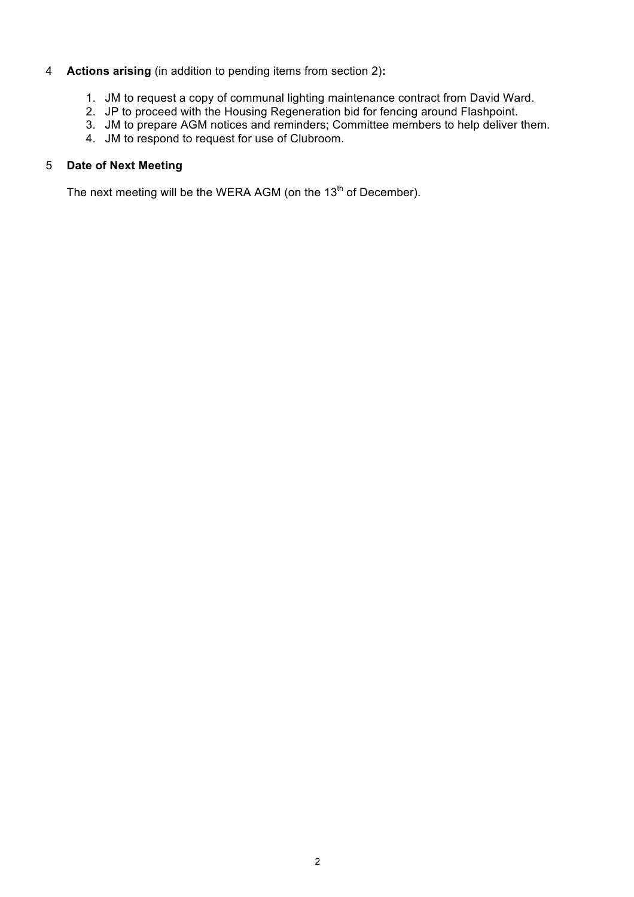## 4 **Actions arising** (in addition to pending items from section 2)**:**

1. JM to request a copy of communal lighting maintenance contract from David Ward.
2. JP to proceed with the Housing Regeneration bid for fencing around Flashpoint.
3. JM to prepare AGM notices and reminders; Committee members to help deliver them.
4. JM to respond to request for use of Clubroom.

## 5 **Date of Next Meeting**

The next meeting will be the WERA AGM (on the 13th of December).